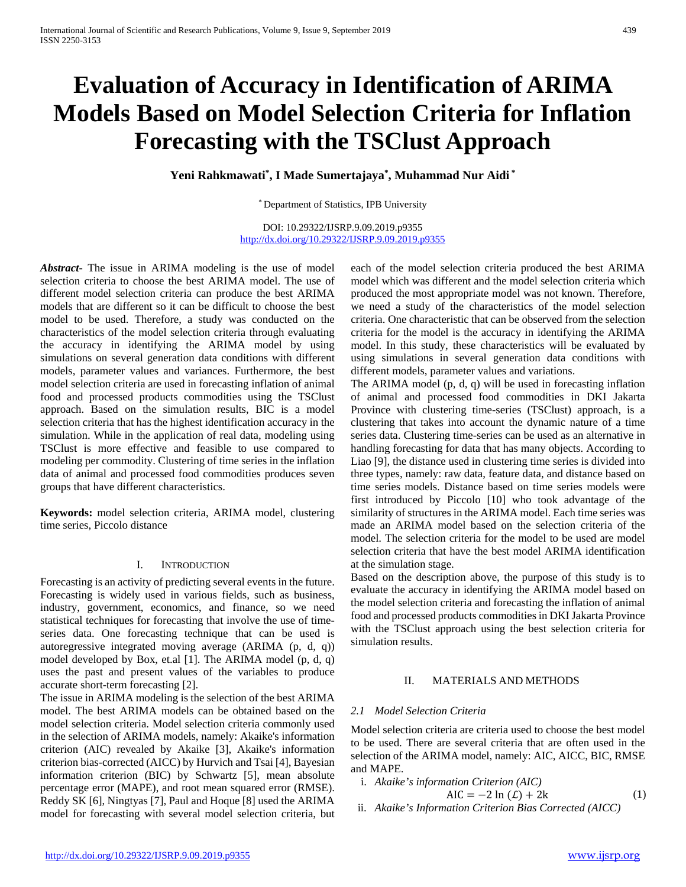# Evaluation of Accuracy in Identification of ARIMA Models Based on Model Selection Criteria for Inflation Forecasting with the TSClust Approach

**Yeni Rahkmawati[*], I Made Sumertajaya[*], Muhammad Nur Aidi [*]**

[*] Department of Statistics, IPB University

DOI: 10.29322/IJSRP.9.09.2019.p9355
http://dx.doi.org/10.29322/IJSRP.9.09.2019.p9355

***Abstract***- The issue in ARIMA modeling is the use of model selection criteria to choose the best ARIMA model. The use of different model selection criteria can produce the best ARIMA models that are different so it can be difficult to choose the best model to be used. Therefore, a study was conducted on the characteristics of the model selection criteria through evaluating the accuracy in identifying the ARIMA model by using simulations on several generation data conditions with different models, parameter values and variances. Furthermore, the best model selection criteria are used in forecasting inflation of animal food and processed products commodities using the TSClust approach. Based on the simulation results, BIC is a model selection criteria that has the highest identification accuracy in the simulation. While in the application of real data, modeling using TSClust is more effective and feasible to use compared to modeling per commodity. Clustering of time series in the inflation data of animal and processed food commodities produces seven groups that have different characteristics.

**Keywords:** model selection criteria, ARIMA model, clustering time series, Piccolo distance

## I. Introduction

Forecasting is an activity of predicting several events in the future. Forecasting is widely used in various fields, such as business, industry, government, economics, and finance, so we need statistical techniques for forecasting that involve the use of time-series data. One forecasting technique that can be used is autoregressive integrated moving average (ARIMA (p, d, q)) model developed by Box, et.al [1]. The ARIMA model (p, d, q) uses the past and present values of the variables to produce accurate short-term forecasting [2].

The issue in ARIMA modeling is the selection of the best ARIMA model. The best ARIMA models can be obtained based on the model selection criteria. Model selection criteria commonly used in the selection of ARIMA models, namely: Akaike's information criterion (AIC) revealed by Akaike [3], Akaike's information criterion bias-corrected (AICC) by Hurvich and Tsai [4], Bayesian information criterion (BIC) by Schwartz [5], mean absolute percentage error (MAPE), and root mean squared error (RMSE). Reddy SK [6], Ningtyas [7], Paul and Hoque [8] used the ARIMA model for forecasting with several model selection criteria, but each of the model selection criteria produced the best ARIMA model which was different and the model selection criteria which produced the most appropriate model was not known. Therefore, we need a study of the characteristics of the model selection criteria. One characteristic that can be observed from the selection criteria for the model is the accuracy in identifying the ARIMA model. In this study, these characteristics will be evaluated by using simulations in several generation data conditions with different models, parameter values and variations.

The ARIMA model (p, d, q) will be used in forecasting inflation of animal and processed food commodities in DKI Jakarta Province with clustering time-series (TSClust) approach, is a clustering that takes into account the dynamic nature of a time series data. Clustering time-series can be used as an alternative in handling forecasting for data that has many objects. According to Liao [9], the distance used in clustering time series is divided into three types, namely: raw data, feature data, and distance based on time series models. Distance based on time series models were first introduced by Piccolo [10] who took advantage of the similarity of structures in the ARIMA model. Each time series was made an ARIMA model based on the selection criteria of the model. The selection criteria for the model to be used are model selection criteria that have the best model ARIMA identification at the simulation stage.

Based on the description above, the purpose of this study is to evaluate the accuracy in identifying the ARIMA model based on the model selection criteria and forecasting the inflation of animal food and processed products commodities in DKI Jakarta Province with the TSClust approach using the best selection criteria for simulation results.

## II. Materials and Methods

### 2.1 Model Selection Criteria

Model selection criteria are criteria used to choose the best model to be used. There are several criteria that are often used in the selection of the ARIMA model, namely: AIC, AICC, BIC, RMSE and MAPE.

i. *Akaike's information Criterion (AIC)*

$$\text{AIC} = -2 \ln (\mathcal{L}) + 2k \quad (1)$$

ii. *Akaike's Information Criterion Bias Corrected (AICC)*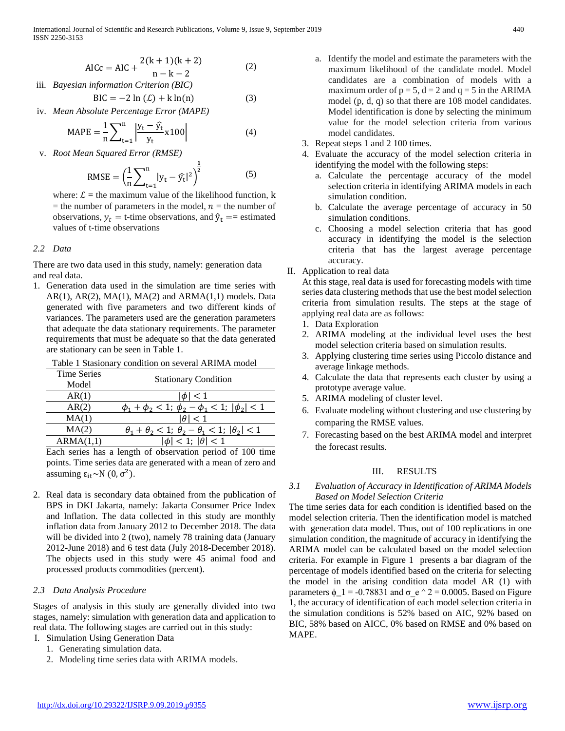$$\text{AICc} = \text{AIC} + \frac{2(k+1)(k+2)}{n-k-2} \quad (2)$$

iii. *Bayesian information Criterion (BIC)*

$$\text{BIC} = -2\ln(\mathcal{L}) + k\ln(n) \quad (3)$$

iv. *Mean Absolute Percentage Error (MAPE)*

$$\text{MAPE} = \frac{1}{n}\sum_{t=1}^{n}\left|\frac{y_t - \hat{y}_t}{y_t} x100\right| \quad (4)$$

v. *Root Mean Squared Error (RMSE)*

$$\text{RMSE} = \left(\frac{1}{n}\sum_{t=1}^{n}|y_t - \hat{y}_t|^2\right)^{\frac{1}{2}} \quad (5)$$

where: $\mathcal{L}$ = the maximum value of the likelihood function, k = the number of parameters in the model, $n$ = the number of observations, $y_t$ = t-time observations, and $\hat{y}_t$ == estimated values of t-time observations

### *2.2 Data*

There are two data used in this study, namely: generation data and real data.

1. Generation data used in the simulation are time series with AR(1), AR(2), MA(1), MA(2) and ARMA(1,1) models. Data generated with five parameters and two different kinds of variances. The parameters used are the generation parameters that adequate the data stationary requirements. The parameter requirements that must be adequate so that the data generated are stationary can be seen in Table 1.

Table 1 Stasionary condition on several ARIMA model

| Time Series Model | Stationary Condition |
|---|---|
| AR(1) | $\|\phi\| < 1$ |
| AR(2) | $\phi_1 + \phi_2 < 1;\ \phi_2 - \phi_1 < 1;\ \|\phi_2\| < 1$ |
| MA(1) | $\|\theta\| < 1$ |
| MA(2) | $\theta_1 + \theta_2 < 1;\ \theta_2 - \theta_1 < 1;\ \|\theta_2\| < 1$ |
| ARMA(1,1) | $\|\phi\| < 1;\ \|\theta\| < 1$ |

Each series has a length of observation period of 100 time points. Time series data are generated with a mean of zero and assuming $\varepsilon_{it} \sim N(0, \sigma^2)$.

2. Real data is secondary data obtained from the publication of BPS in DKI Jakarta, namely: Jakarta Consumer Price Index and Inflation. The data collected in this study are monthly inflation data from January 2012 to December 2018. The data will be divided into 2 (two), namely 78 training data (January 2012-June 2018) and 6 test data (July 2018-December 2018). The objects used in this study were 45 animal food and processed products commodities (percent).

### *2.3 Data Analysis Procedure*

Stages of analysis in this study are generally divided into two stages, namely: simulation with generation data and application to real data. The following stages are carried out in this study:

I. Simulation Using Generation Data
   1. Generating simulation data.
   2. Modeling time series data with ARIMA models.
      a. Identify the model and estimate the parameters with the maximum likelihood of the candidate model. Model candidates are a combination of models with a maximum order of p = 5, d = 2 and q = 5 in the ARIMA model (p, d, q) so that there are 108 model candidates. Model identification is done by selecting the minimum value for the model selection criteria from various model candidates.
   3. Repeat steps 1 and 2 100 times.
   4. Evaluate the accuracy of the model selection criteria in identifying the model with the following steps:
      a. Calculate the percentage accuracy of the model selection criteria in identifying ARIMA models in each simulation condition.
      b. Calculate the average percentage of accuracy in 50 simulation conditions.
      c. Choosing a model selection criteria that has good accuracy in identifying the model is the selection criteria that has the largest average percentage accuracy.

II. Application to real data

At this stage, real data is used for forecasting models with time series data clustering methods that use the best model selection criteria from simulation results. The steps at the stage of applying real data are as follows:
   1. Data Exploration
   2. ARIMA modeling at the individual level uses the best model selection criteria based on simulation results.
   3. Applying clustering time series using Piccolo distance and average linkage methods.
   4. Calculate the data that represents each cluster by using a prototype average value.
   5. ARIMA modeling of cluster level.
   6. Evaluate modeling without clustering and use clustering by comparing the RMSE values.
   7. Forecasting based on the best ARIMA model and interpret the forecast results.

## III. RESULTS

### *3.1 Evaluation of Accuracy in Identification of ARIMA Models Based on Model Selection Criteria*

The time series data for each condition is identified based on the model selection criteria. Then the identification model is matched with generation data model. Thus, out of 100 replications in one simulation condition, the magnitude of accuracy in identifying the ARIMA model can be calculated based on the model selection criteria. For example in Figure 1 presents a bar diagram of the percentage of models identified based on the criteria for selecting the model in the arising condition data model AR (1) with parameters ϕ_1 = -0.78831 and σ_e ^ 2 = 0.0005. Based on Figure 1, the accuracy of identification of each model selection criteria in the simulation conditions is 52% based on AIC, 92% based on BIC, 58% based on AICC, 0% based on RMSE and 0% based on MAPE.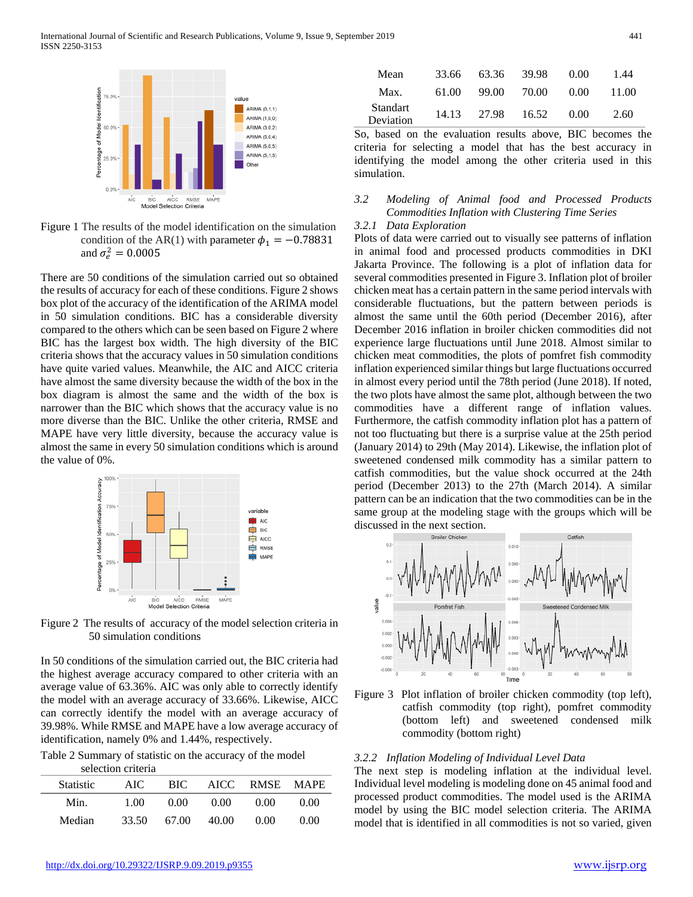Figure 1 The results of the model identification on the simulation condition of the AR(1) with parameter $\phi_1 = -0.78831$ and $\sigma_e^2 = 0.0005$

There are 50 conditions of the simulation carried out so obtained the results of accuracy for each of these conditions. Figure 2 shows box plot of the accuracy of the identification of the ARIMA model in 50 simulation conditions. BIC has a considerable diversity compared to the others which can be seen based on Figure 2 where BIC has the largest box width. The high diversity of the BIC criteria shows that the accuracy values in 50 simulation conditions have quite varied values. Meanwhile, the AIC and AICC criteria have almost the same diversity because the width of the box in the box diagram is almost the same and the width of the box is narrower than the BIC which shows that the accuracy value is no more diverse than the BIC. Unlike the other criteria, RMSE and MAPE have very little diversity, because the accuracy value is almost the same in every 50 simulation conditions which is around the value of 0%.

Figure 2 The results of accuracy of the model selection criteria in 50 simulation conditions

In 50 conditions of the simulation carried out, the BIC criteria had the highest average accuracy compared to other criteria with an average value of 63.36%. AIC was only able to correctly identify the model with an average accuracy of 33.66%. Likewise, AICC can correctly identify the model with an average accuracy of 39.98%. While RMSE and MAPE have a low average accuracy of identification, namely 0% and 1.44%, respectively.

Table 2 Summary of statistic on the accuracy of the model selection criteria

| Statistic | AIC | BIC | AICC | RMSE | MAPE |
|---|---|---|---|---|---|
| Min. | 1.00 | 0.00 | 0.00 | 0.00 | 0.00 |
| Median | 33.50 | 67.00 | 40.00 | 0.00 | 0.00 |
| Mean | 33.66 | 63.36 | 39.98 | 0.00 | 1.44 |
| Max. | 61.00 | 99.00 | 70.00 | 0.00 | 11.00 |
| Standart Deviation | 14.13 | 27.98 | 16.52 | 0.00 | 2.60 |

So, based on the evaluation results above, BIC becomes the criteria for selecting a model that has the best accuracy in identifying the model among the other criteria used in this simulation.

### *3.2 Modeling of Animal food and Processed Products Commodities Inflation with Clustering Time Series*

#### *3.2.1 Data Exploration*

Plots of data were carried out to visually see patterns of inflation in animal food and processed products commodities in DKI Jakarta Province. The following is a plot of inflation data for several commodities presented in Figure 3. Inflation plot of broiler chicken meat has a certain pattern in the same period intervals with considerable fluctuations, but the pattern between periods is almost the same until the 60th period (December 2016), after December 2016 inflation in broiler chicken commodities did not experience large fluctuations until June 2018. Almost similar to chicken meat commodities, the plots of pomfret fish commodity inflation experienced similar things but large fluctuations occurred in almost every period until the 78th period (June 2018). If noted, the two plots have almost the same plot, although between the two commodities have a different range of inflation values. Furthermore, the catfish commodity inflation plot has a pattern of not too fluctuating but there is a surprise value at the 25th period (January 2014) to 29th (May 2014). Likewise, the inflation plot of sweetened condensed milk commodity has a similar pattern to catfish commodities, but the value shock occurred at the 24th period (December 2013) to the 27th (March 2014). A similar pattern can be an indication that the two commodities can be in the same group at the modeling stage with the groups which will be discussed in the next section.

Figure 3 Plot inflation of broiler chicken commodity (top left), catfish commodity (top right), pomfret commodity (bottom left) and sweetened condensed milk commodity (bottom right)

#### *3.2.2 Inflation Modeling of Individual Level Data*

The next step is modeling inflation at the individual level. Individual level modeling is modeling done on 45 animal food and processed product commodities. The model used is the ARIMA model by using the BIC model selection criteria. The ARIMA model that is identified in all commodities is not so varied, given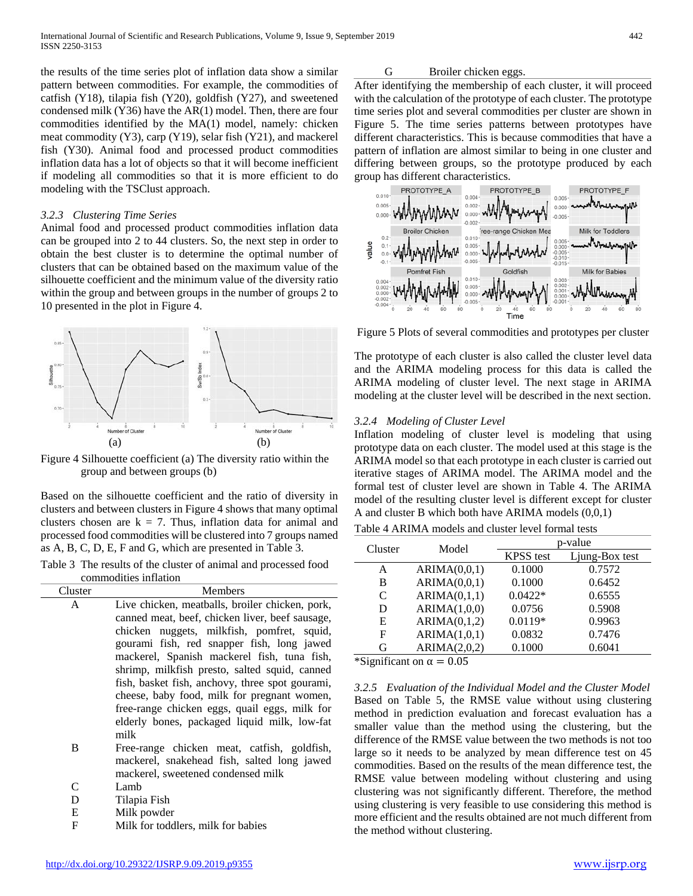the results of the time series plot of inflation data show a similar pattern between commodities. For example, the commodities of catfish (Y18), tilapia fish (Y20), goldfish (Y27), and sweetened condensed milk (Y36) have the AR(1) model. Then, there are four commodities identified by the MA(1) model, namely: chicken meat commodity (Y3), carp (Y19), selar fish (Y21), and mackerel fish (Y30). Animal food and processed product commodities inflation data has a lot of objects so that it will become inefficient if modeling all commodities so that it is more efficient to do modeling with the TSClust approach.

### *3.2.3 Clustering Time Series*

Animal food and processed product commodities inflation data can be grouped into 2 to 44 clusters. So, the next step in order to obtain the best cluster is to determine the optimal number of clusters that can be obtained based on the maximum value of the silhouette coefficient and the minimum value of the diversity ratio within the group and between groups in the number of groups 2 to 10 presented in the plot in Figure 4.

(a) (b)

Figure 4 Silhouette coefficient (a) The diversity ratio within the group and between groups (b)

Based on the silhouette coefficient and the ratio of diversity in clusters and between clusters in Figure 4 shows that many optimal clusters chosen are k = 7. Thus, inflation data for animal and processed food commodities will be clustered into 7 groups named as A, B, C, D, E, F and G, which are presented in Table 3.

Table 3 The results of the cluster of animal and processed food commodities inflation

| Cluster | Members |
|---|---|
| A | Live chicken, meatballs, broiler chicken, pork, canned meat, beef, chicken liver, beef sausage, chicken nuggets, milkfish, pomfret, squid, gourami fish, red snapper fish, long jawed mackerel, Spanish mackerel fish, tuna fish, shrimp, milkfish presto, salted squid, canned fish, basket fish, anchovy, three spot gourami, cheese, baby food, milk for pregnant women, free-range chicken eggs, quail eggs, milk for elderly bones, packaged liquid milk, low-fat milk |
| B | Free-range chicken meat, catfish, goldfish, mackerel, snakehead fish, salted long jawed mackerel, sweetened condensed milk |
| C | Lamb |
| D | Tilapia Fish |
| E | Milk powder |
| F | Milk for toddlers, milk for babies |
| G | Broiler chicken eggs. |

After identifying the membership of each cluster, it will proceed with the calculation of the prototype of each cluster. The prototype time series plot and several commodities per cluster are shown in Figure 5. The time series patterns between prototypes have different characteristics. This is because commodities that have a pattern of inflation are almost similar to being in one cluster and differing between groups, so the prototype produced by each group has different characteristics.

Figure 5 Plots of several commodities and prototypes per cluster

The prototype of each cluster is also called the cluster level data and the ARIMA modeling process for this data is called the ARIMA modeling of cluster level. The next stage in ARIMA modeling at the cluster level will be described in the next section.

### *3.2.4 Modeling of Cluster Level*

Inflation modeling of cluster level is modeling that using prototype data on each cluster. The model used at this stage is the ARIMA model so that each prototype in each cluster is carried out iterative stages of ARIMA model. The ARIMA model and the formal test of cluster level are shown in Table 4. The ARIMA model of the resulting cluster level is different except for cluster A and cluster B which both have ARIMA models (0,0,1)

Table 4 ARIMA models and cluster level formal tests

| Cluster | Model | p-value | |
|---|---|---|---|
| | | KPSS test | Ljung-Box test |
| A | ARIMA(0,0,1) | 0.1000 | 0.7572 |
| B | ARIMA(0,0,1) | 0.1000 | 0.6452 |
| C | ARIMA(0,1,1) | 0.0422* | 0.6555 |
| D | ARIMA(1,0,0) | 0.0756 | 0.5908 |
| E | ARIMA(0,1,2) | 0.0119* | 0.9963 |
| F | ARIMA(1,0,1) | 0.0832 | 0.7476 |
| G | ARIMA(2,0,2) | 0.1000 | 0.6041 |

*Significant on $\alpha = 0.05$

### *3.2.5 Evaluation of the Individual Model and the Cluster Model*

Based on Table 5, the RMSE value without using clustering method in prediction evaluation and forecast evaluation has a smaller value than the method using the clustering, but the difference of the RMSE value between the two methods is not too large so it needs to be analyzed by mean difference test on 45 commodities. Based on the results of the mean difference test, the RMSE value between modeling without clustering and using clustering was not significantly different. Therefore, the method using clustering is very feasible to use considering this method is more efficient and the results obtained are not much different from the method without clustering.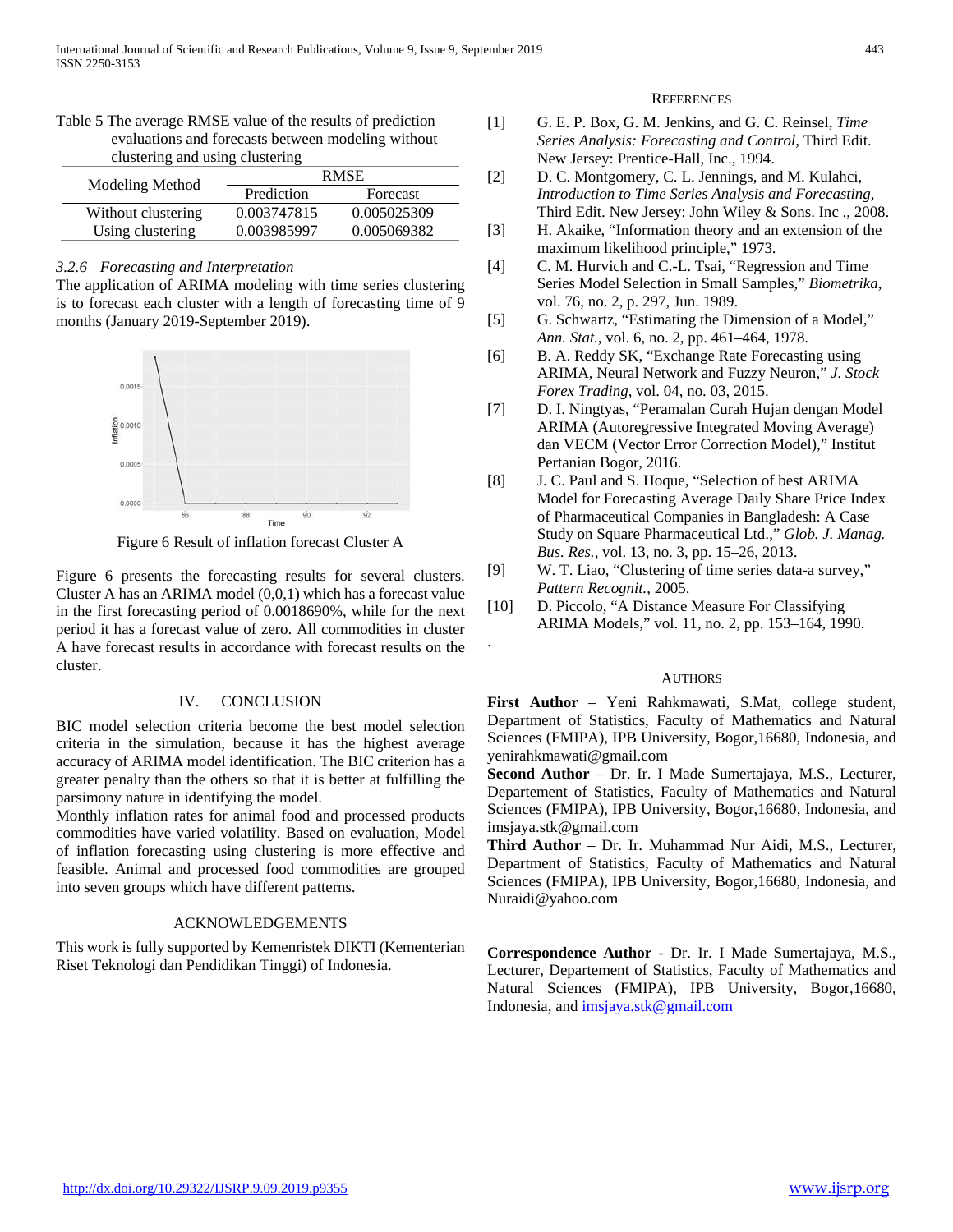Table 5 The average RMSE value of the results of prediction evaluations and forecasts between modeling without clustering and using clustering

| Modeling Method | RMSE | |
|---|---|---|
| | Prediction | Forecast |
| Without clustering | 0.003747815 | 0.005025309 |
| Using clustering | 0.003985997 | 0.005069382 |

### 3.2.6 Forecasting and Interpretation

The application of ARIMA modeling with time series clustering is to forecast each cluster with a length of forecasting time of 9 months (January 2019-September 2019).

0.0015
0.0010
0.0005
0.0000
Inflation
86
88
90
92
Time

Figure 6 Result of inflation forecast Cluster A

Figure 6 presents the forecasting results for several clusters. Cluster A has an ARIMA model (0,0,1) which has a forecast value in the first forecasting period of 0.0018690%, while for the next period it has a forecast value of zero. All commodities in cluster A have forecast results in accordance with forecast results on the cluster.

## IV. CONCLUSION

BIC model selection criteria become the best model selection criteria in the simulation, because it has the highest average accuracy of ARIMA model identification. The BIC criterion has a greater penalty than the others so that it is better at fulfilling the parsimony nature in identifying the model.

Monthly inflation rates for animal food and processed products commodities have varied volatility. Based on evaluation, Model of inflation forecasting using clustering is more effective and feasible. Animal and processed food commodities are grouped into seven groups which have different patterns.

## ACKNOWLEDGEMENTS

This work is fully supported by Kemenristek DIKTI (Kementerian Riset Teknologi dan Pendidikan Tinggi) of Indonesia.

## REFERENCES

[1] G. E. P. Box, G. M. Jenkins, and G. C. Reinsel, *Time Series Analysis: Forecasting and Control*, Third Edit. New Jersey: Prentice-Hall, Inc., 1994.

[2] D. C. Montgomery, C. L. Jennings, and M. Kulahci, *Introduction to Time Series Analysis and Forecasting*, Third Edit. New Jersey: John Wiley & Sons. Inc ., 2008.

[3] H. Akaike, "Information theory and an extension of the maximum likelihood principle," 1973.

[4] C. M. Hurvich and C.-L. Tsai, "Regression and Time Series Model Selection in Small Samples," *Biometrika*, vol. 76, no. 2, p. 297, Jun. 1989.

[5] G. Schwartz, "Estimating the Dimension of a Model," *Ann. Stat.*, vol. 6, no. 2, pp. 461–464, 1978.

[6] B. A. Reddy SK, "Exchange Rate Forecasting using ARIMA, Neural Network and Fuzzy Neuron," *J. Stock Forex Trading*, vol. 04, no. 03, 2015.

[7] D. I. Ningtyas, "Peramalan Curah Hujan dengan Model ARIMA (Autoregressive Integrated Moving Average) dan VECM (Vector Error Correction Model)," Institut Pertanian Bogor, 2016.

[8] J. C. Paul and S. Hoque, "Selection of best ARIMA Model for Forecasting Average Daily Share Price Index of Pharmaceutical Companies in Bangladesh: A Case Study on Square Pharmaceutical Ltd.," *Glob. J. Manag. Bus. Res.*, vol. 13, no. 3, pp. 15–26, 2013.

[9] W. T. Liao, "Clustering of time series data-a survey," *Pattern Recognit.*, 2005.

[10] D. Piccolo, "A Distance Measure For Classifying ARIMA Models," vol. 11, no. 2, pp. 153–164, 1990.

## AUTHORS

**First Author** – Yeni Rahkmawati, S.Mat, college student, Department of Statistics, Faculty of Mathematics and Natural Sciences (FMIPA), IPB University, Bogor,16680, Indonesia, and yenirahkmawati@gmail.com

**Second Author** – Dr. Ir. I Made Sumertajaya, M.S., Lecturer, Departement of Statistics, Faculty of Mathematics and Natural Sciences (FMIPA), IPB University, Bogor,16680, Indonesia, and imsjaya.stk@gmail.com

**Third Author** – Dr. Ir. Muhammad Nur Aidi, M.S., Lecturer, Department of Statistics, Faculty of Mathematics and Natural Sciences (FMIPA), IPB University, Bogor,16680, Indonesia, and Nuraidi@yahoo.com

**Correspondence Author** - Dr. Ir. I Made Sumertajaya, M.S., Lecturer, Departement of Statistics, Faculty of Mathematics and Natural Sciences (FMIPA), IPB University, Bogor,16680, Indonesia, and imsjaya.stk@gmail.com